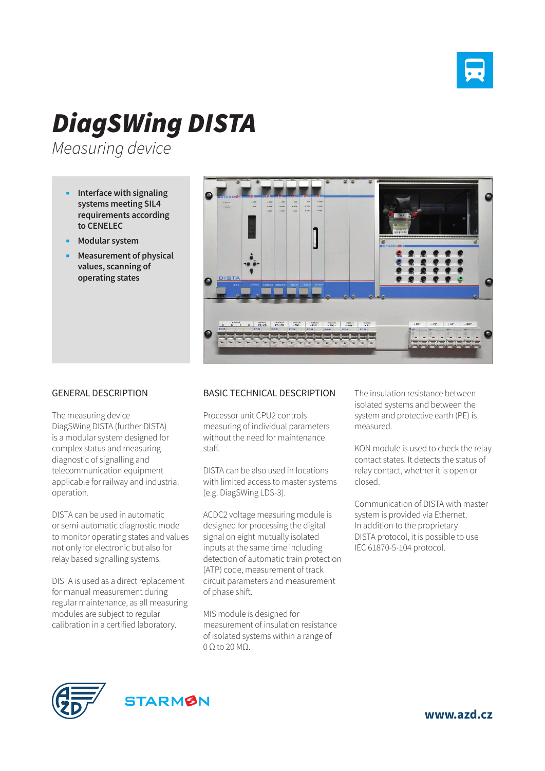# *DiagSWing DISTA*

*Measuring device*

- **Interface with signaling systems meeting SIL4 requirements according to CENELEC**
- **Modular system**
- **Measurement of physical values, scanning of operating states**

## GENERAL DESCRIPTION

The measuring device DiagSWing DISTA (further DISTA) is a modular system designed for complex status and measuring diagnostic of signalling and telecommunication equipment applicable for railway and industrial operation.

DISTA can be used in automatic or semi-automatic diagnostic mode to monitor operating states and values not only for electronic but also for relay based signalling systems.

DISTA is used as a direct replacement for manual measurement during regular maintenance, as all measuring modules are subject to regular calibration in a certified laboratory.

## BASIC TECHNICAL DESCRIPTION

Processor unit CPU2 controls measuring of individual parameters without the need for maintenance staff.

DISTA can be also used in locations with limited access to master systems (e.g. DiagSWing LDS-3).

ACDC2 voltage measuring module is designed for processing the digital signal on eight mutually isolated inputs at the same time including detection of automatic train protection (ATP) code, measurement of track circuit parameters and measurement of phase shift.

MIS module is designed for measurement of insulation resistance of isolated systems within a range of 0 Ω to 20 MΩ.

The insulation resistance between isolated systems and between the system and protective earth (PE) is measured.

KON module is used to check the relay contact states. It detects the status of relay contact, whether it is open or closed.

Communication of DISTA with master system is provided via Ethernet. In addition to the proprietary DISTA protocol, it is possible to use IEC 61870-5-104 protocol.

STARMON

**www.azd.cz**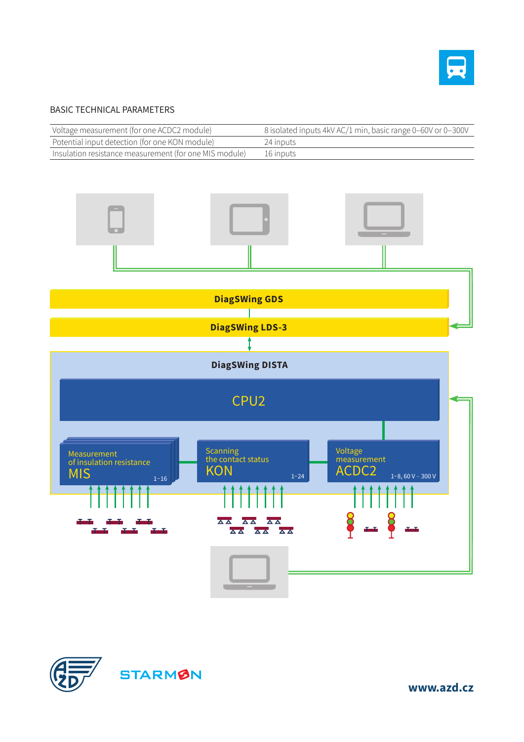## BASIC TECHNICAL PARAMETERS

| | |
|---|---|
| Voltage measurement (for one ACDC2 module) | 8 isolated inputs 4kV AC/1 min, basic range 0–60V or 0–300V |
| Potential input detection (for one KON module) | 24 inputs |
| Insulation resistance measurement (for one MIS module) | 16 inputs |

DiagSWing GDS

DiagSWing LDS-3

DiagSWing DISTA

CPU2

Measurement of insulation resistance
MIS
1–16

Scanning the contact status
KON
1–24

Voltage measurement
ACDC2
1–8, 60 V – 300 V

STARMON

www.azd.cz